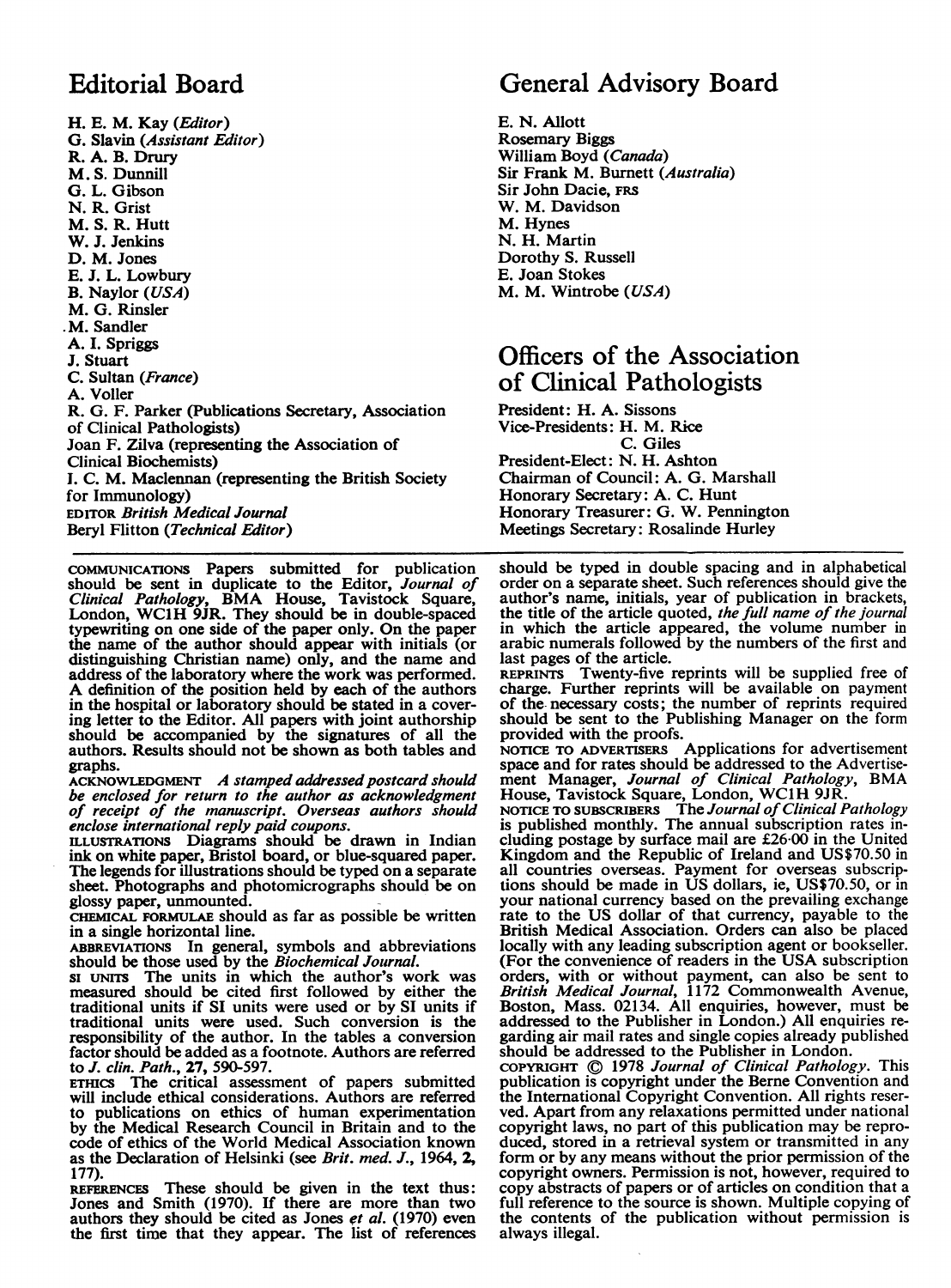## Editorial Board

H. E. M. Kay (*Editor*)
G. Slavin (*Assistant Editor*)
R. A. B. Drury
M. S. Dunnill
G. L. Gibson
N. R. Grist
M. S. R. Hutt
W. J. Jenkins
D. M. Jones
E. J. L. Lowbury
B. Naylor (*USA*)
M. G. Rinsler
M. Sandler
A. I. Spriggs
J. Stuart
C. Sultan (*France*)
A. Voller
R. G. F. Parker (Publications Secretary, Association of Clinical Pathologists)
Joan F. Zilva (representing the Association of Clinical Biochemists)
I. C. M. Maclennan (representing the British Society for Immunology)
EDITOR *British Medical Journal*
Beryl Flitton (*Technical Editor*)

## General Advisory Board

E. N. Allott
Rosemary Biggs
William Boyd (*Canada*)
Sir Frank M. Burnett (*Australia*)
Sir John Dacie, FRS
W. M. Davidson
M. Hynes
N. H. Martin
Dorothy S. Russell
E. Joan Stokes
M. M. Wintrobe (*USA*)

## Officers of the Association of Clinical Pathologists

President: H. A. Sissons
Vice-Presidents: H. M. Rice
C. Giles
President-Elect: N. H. Ashton
Chairman of Council: A. G. Marshall
Honorary Secretary: A. C. Hunt
Honorary Treasurer: G. W. Pennington
Meetings Secretary: Rosalinde Hurley

---

COMMUNICATIONS Papers submitted for publication should be sent in duplicate to the Editor, *Journal of Clinical Pathology*, BMA House, Tavistock Square, London, WC1H 9JR. They should be in double-spaced typewriting on one side of the paper only. On the paper the name of the author should appear with initials (or distinguishing Christian name) only, and the name and address of the laboratory where the work was performed. A definition of the position held by each of the authors in the hospital or laboratory should be stated in a covering letter to the Editor. All papers with joint authorship should be accompanied by the signatures of all the authors. Results should not be shown as both tables and graphs.

ACKNOWLEDGMENT *A stamped addressed postcard should be enclosed for return to the author as acknowledgment of receipt of the manuscript. Overseas authors should enclose international reply paid coupons.*

ILLUSTRATIONS Diagrams should be drawn in Indian ink on white paper, Bristol board, or blue-squared paper. The legends for illustrations should be typed on a separate sheet. Photographs and photomicrographs should be on glossy paper, unmounted.

CHEMICAL FORMULAE should as far as possible be written in a single horizontal line.

ABBREVIATIONS In general, symbols and abbreviations should be those used by the *Biochemical Journal*.

SI UNITS The units in which the author's work was measured should be cited first followed by either the traditional units if SI units were used or by SI units if traditional units were used. Such conversion is the responsibility of the author. In the tables a conversion factor should be added as a footnote. Authors are referred to *J. clin. Path.*, **27**, 590-597.

ETHICS The critical assessment of papers submitted will include ethical considerations. Authors are referred to publications on ethics of human experimentation by the Medical Research Council in Britain and to the code of ethics of the World Medical Association known as the Declaration of Helsinki (see *Brit. med. J.*, 1964, **2**, 177).

REFERENCES These should be given in the text thus: Jones and Smith (1970). If there are more than two authors they should be cited as Jones *et al.* (1970) even the first time that they appear. The list of references should be typed in double spacing and in alphabetical order on a separate sheet. Such references should give the author's name, initials, year of publication in brackets, the title of the article quoted, *the full name of the journal* in which the article appeared, the volume number in arabic numerals followed by the numbers of the first and last pages of the article.

REPRINTS Twenty-five reprints will be supplied free of charge. Further reprints will be available on payment of the necessary costs; the number of reprints required should be sent to the Publishing Manager on the form provided with the proofs.

NOTICE TO ADVERTISERS Applications for advertisement space and for rates should be addressed to the Advertisement Manager, *Journal of Clinical Pathology*, BMA House, Tavistock Square, London, WC1H 9JR.

NOTICE TO SUBSCRIBERS The *Journal of Clinical Pathology* is published monthly. The annual subscription rates including postage by surface mail are £26·00 in the United Kingdom and the Republic of Ireland and US$70.50 in all countries overseas. Payment for overseas subscriptions should be made in US dollars, ie, US$70.50, or in your national currency based on the prevailing exchange rate to the US dollar of that currency, payable to the British Medical Association. Orders can also be placed locally with any leading subscription agent or bookseller. (For the convenience of readers in the USA subscription orders, with or without payment, can also be sent to *British Medical Journal*, 1172 Commonwealth Avenue, Boston, Mass. 02134. All enquiries, however, must be addressed to the Publisher in London.) All enquiries regarding air mail rates and single copies already published should be addressed to the Publisher in London.

COPYRIGHT © 1978 *Journal of Clinical Pathology*. This publication is copyright under the Berne Convention and the International Copyright Convention. All rights reserved. Apart from any relaxations permitted under national copyright laws, no part of this publication may be reproduced, stored in a retrieval system or transmitted in any form or by any means without the prior permission of the copyright owners. Permission is not, however, required to copy abstracts of papers or of articles on condition that a full reference to the source is shown. Multiple copying of the contents of the publication without permission is always illegal.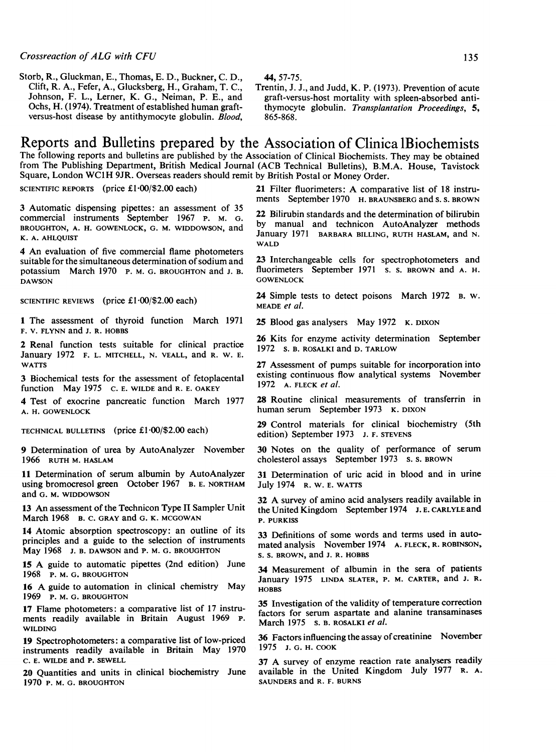Storb, R., Gluckman, E., Thomas, E. D., Buckner, C. D., Clift, R. A., Fefer, A., Glucksberg, H., Graham, T. C., Johnson, F. L., Lerner, K. G., Neiman, P. E., and Ochs, H. (1974). Treatment of established human graft-versus-host disease by antithymocyte globulin. *Blood*, **44**, 57-75.

Trentin, J. J., and Judd, K. P. (1973). Prevention of acute graft-versus-host mortality with spleen-absorbed anti-thymocyte globulin. *Transplantation Proceedings*, **5**, 865-868.

# Reports and Bulletins prepared by the Association of Clinica lBiochemists

The following reports and bulletins are published by the Association of Clinical Biochemists. They may be obtained from The Publishing Department, British Medical Journal (ACB Technical Bulletins), B.M.A. House, Tavistock Square, London WC1H 9JR. Overseas readers should remit by British Postal or Money Order.

SCIENTIFIC REPORTS (price £1·00/$2.00 each)

3 Automatic dispensing pipettes: an assessment of 35 commercial instruments September 1967 P. M. G. BROUGHTON, A. H. GOWENLOCK, G. M. WIDDOWSON, and K. A. AHLQUIST

4 An evaluation of five commercial flame photometers suitable for the simultaneous determination of sodium and potassium March 1970 P. M. G. BROUGHTON and J. B. DAWSON

SCIENTIFIC REVIEWS (price £1·00/$2.00 each)

1 The assessment of thyroid function March 1971 F. V. FLYNN and J. R. HOBBS

2 Renal function tests suitable for clinical practice January 1972 F. L. MITCHELL, N. VEALL, and R. W. E. WATTS

3 Biochemical tests for the assessment of fetoplacental function May 1975 C. E. WILDE and R. E. OAKEY

4 Test of exocrine pancreatic function March 1977 A. H. GOWENLOCK

TECHNICAL BULLETINS (price £1·00/$2.00 each)

9 Determination of urea by AutoAnalyzer November 1966 RUTH M. HASLAM

11 Determination of serum albumin by AutoAnalyzer using bromocresol green October 1967 B. E. NORTHAM and G. M. WIDDOWSON

13 An assessment of the Technicon Type II Sampler Unit March 1968 B. C. GRAY and G. K. MCGOWAN

14 Atomic absorption spectroscopy: an outline of its principles and a guide to the selection of instruments May 1968 J. B. DAWSON and P. M. G. BROUGHTON

15 A guide to automatic pipettes (2nd edition) June 1968 P. M. G. BROUGHTON

16 A guide to automation in clinical chemistry May 1969 P. M. G. BROUGHTON

17 Flame photometers: a comparative list of 17 instruments readily available in Britain August 1969 P. WILDING

19 Spectrophotometers: a comparative list of low-priced instruments readily available in Britain May 1970 C. E. WILDE and P. SEWELL

20 Quantities and units in clinical biochemistry June 1970 P. M. G. BROUGHTON

21 Filter fluorimeters: A comparative list of 18 instruments September 1970 H. BRAUNSBERG and S. S. BROWN

22 Bilirubin standards and the determination of bilirubin by manual and technicon AutoAnalyzer methods January 1971 BARBARA BILLING, RUTH HASLAM, and N. WALD

23 Interchangeable cells for spectrophotometers and fluorimeters September 1971 S. S. BROWN and A. H. GOWENLOCK

24 Simple tests to detect poisons March 1972 B. W. MEADE *et al.*

25 Blood gas analysers May 1972 K. DIXON

26 Kits for enzyme activity determination September 1972 S. B. ROSALKI and D. TARLOW

27 Assessment of pumps suitable for incorporation into existing continuous flow analytical systems November 1972 A. FLECK *et al.*

28 Routine clinical measurements of transferrin in human serum September 1973 K. DIXON

29 Control materials for clinical biochemistry (5th edition) September 1973 J. F. STEVENS

30 Notes on the quality of performance of serum cholesterol assays September 1973 S. S. BROWN

31 Determination of uric acid in blood and in urine July 1974 R. W. E. WATTS

32 A survey of amino acid analysers readily available in the United Kingdom September 1974 J. E. CARLYLE and P. PURKISS

33 Definitions of some words and terms used in automated analysis November 1974 A. FLECK, R. ROBINSON, S. S. BROWN, and J. R. HOBBS

34 Measurement of albumin in the sera of patients January 1975 LINDA SLATER, P. M. CARTER, and J. R. HOBBS

35 Investigation of the validity of temperature correction factors for serum aspartate and alanine transaminases March 1975 S. B. ROSALKI *et al.*

36 Factors influencing the assay of creatinine November 1975 J. G. H. COOK

37 A survey of enzyme reaction rate analysers readily available in the United Kingdom July 1977 R. A. SAUNDERS and R. F. BURNS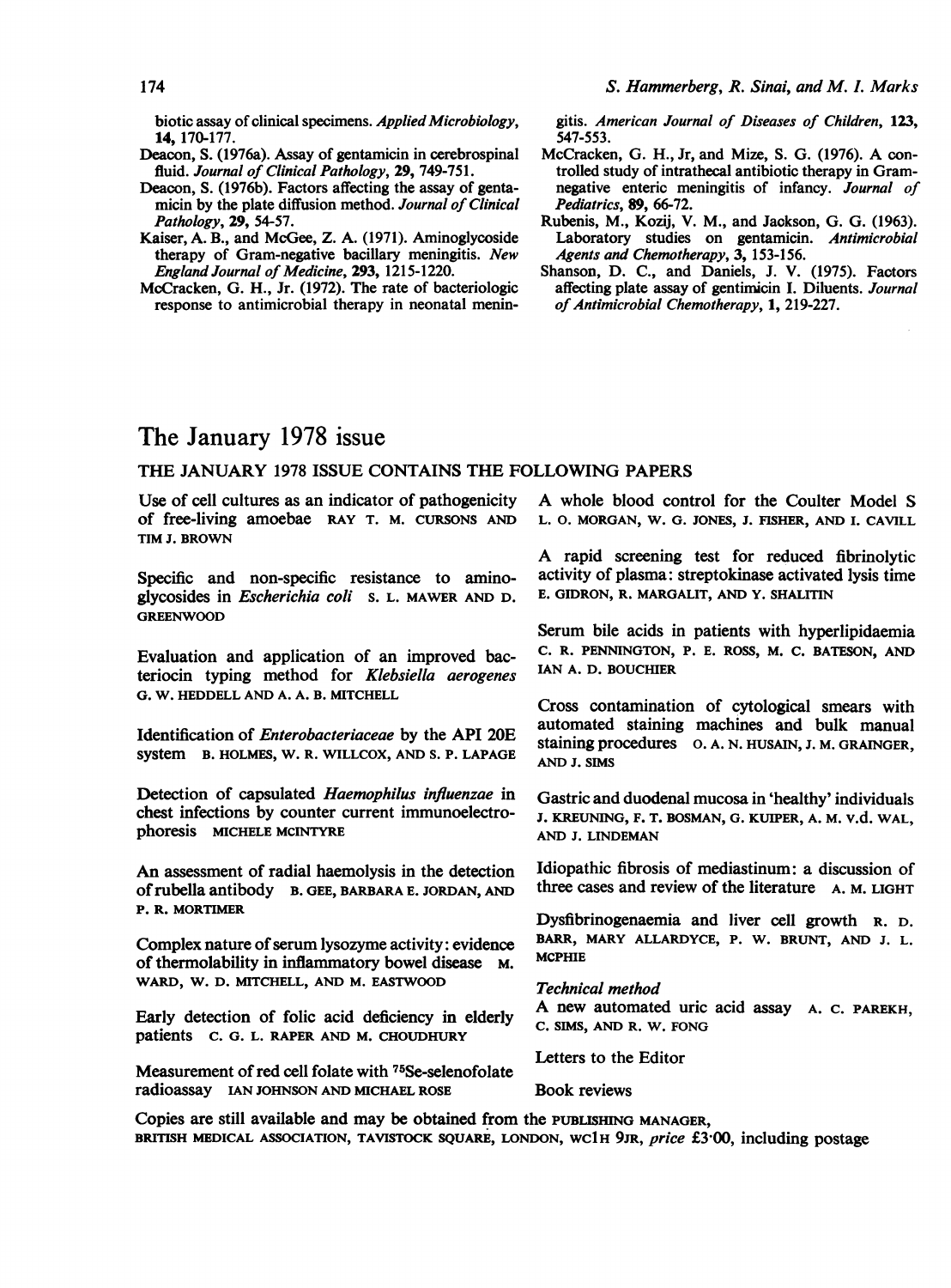biotic assay of clinical specimens. *Applied Microbiology*, **14**, 170-177.

Deacon, S. (1976a). Assay of gentamicin in cerebrospinal fluid. *Journal of Clinical Pathology*, **29**, 749-751.

Deacon, S. (1976b). Factors affecting the assay of gentamicin by the plate diffusion method. *Journal of Clinical Pathology*, **29**, 54-57.

Kaiser, A. B., and McGee, Z. A. (1971). Aminoglycoside therapy of Gram-negative bacillary meningitis. *New England Journal of Medicine*, **293**, 1215-1220.

McCracken, G. H., Jr. (1972). The rate of bacteriologic response to antimicrobial therapy in neonatal meningitis. *American Journal of Diseases of Children*, **123**, 547-553.

McCracken, G. H., Jr, and Mize, S. G. (1976). A controlled study of intrathecal antibiotic therapy in Gram-negative enteric meningitis of infancy. *Journal of Pediatrics*, **89**, 66-72.

Rubenis, M., Kozij, V. M., and Jackson, G. G. (1963). Laboratory studies on gentamicin. *Antimicrobial Agents and Chemotherapy*, **3**, 153-156.

Shanson, D. C., and Daniels, J. V. (1975). Factors affecting plate assay of gentimicin I. Diluents. *Journal of Antimicrobial Chemotherapy*, **1**, 219-227.

# The January 1978 issue

## THE JANUARY 1978 ISSUE CONTAINS THE FOLLOWING PAPERS

Use of cell cultures as an indicator of pathogenicity of free-living amoebae RAY T. M. CURSONS AND TIM J. BROWN

Specific and non-specific resistance to aminoglycosides in *Escherichia coli* S. L. MAWER AND D. GREENWOOD

Evaluation and application of an improved bacteriocin typing method for *Klebsiella aerogenes* G. W. HEDDELL AND A. A. B. MITCHELL

Identification of *Enterobacteriaceae* by the API 20E system B. HOLMES, W. R. WILLCOX, AND S. P. LAPAGE

Detection of capsulated *Haemophilus influenzae* in chest infections by counter current immunoelectrophoresis MICHELE MCINTYRE

An assessment of radial haemolysis in the detection of rubella antibody B. GEE, BARBARA E. JORDAN, AND P. R. MORTIMER

Complex nature of serum lysozyme activity: evidence of thermolability in inflammatory bowel disease M. WARD, W. D. MITCHELL, AND M. EASTWOOD

Early detection of folic acid deficiency in elderly patients C. G. L. RAPER AND M. CHOUDHURY

Measurement of red cell folate with $^{75}$Se-selenofolate radioassay IAN JOHNSON AND MICHAEL ROSE

A whole blood control for the Coulter Model S L. O. MORGAN, W. G. JONES, J. FISHER, AND I. CAVILL

A rapid screening test for reduced fibrinolytic activity of plasma: streptokinase activated lysis time E. GIDRON, R. MARGALIT, AND Y. SHALITIN

Serum bile acids in patients with hyperlipidaemia C. R. PENNINGTON, P. E. ROSS, M. C. BATESON, AND IAN A. D. BOUCHIER

Cross contamination of cytological smears with automated staining machines and bulk manual staining procedures O. A. N. HUSAIN, J. M. GRAINGER, AND J. SIMS

Gastric and duodenal mucosa in 'healthy' individuals J. KREUNING, F. T. BOSMAN, G. KUIPER, A. M. v.d. WAL, AND J. LINDEMAN

Idiopathic fibrosis of mediastinum: a discussion of three cases and review of the literature A. M. LIGHT

Dysfibrinogenaemia and liver cell growth R. D. BARR, MARY ALLARDYCE, P. W. BRUNT, AND J. L. MCPHIE

*Technical method*

A new automated uric acid assay A. C. PAREKH, C. SIMS, AND R. W. FONG

Letters to the Editor

Book reviews

Copies are still available and may be obtained from the PUBLISHING MANAGER, BRITISH MEDICAL ASSOCIATION, TAVISTOCK SQUARE, LONDON, WC1H 9JR, *price* £3·00, including postage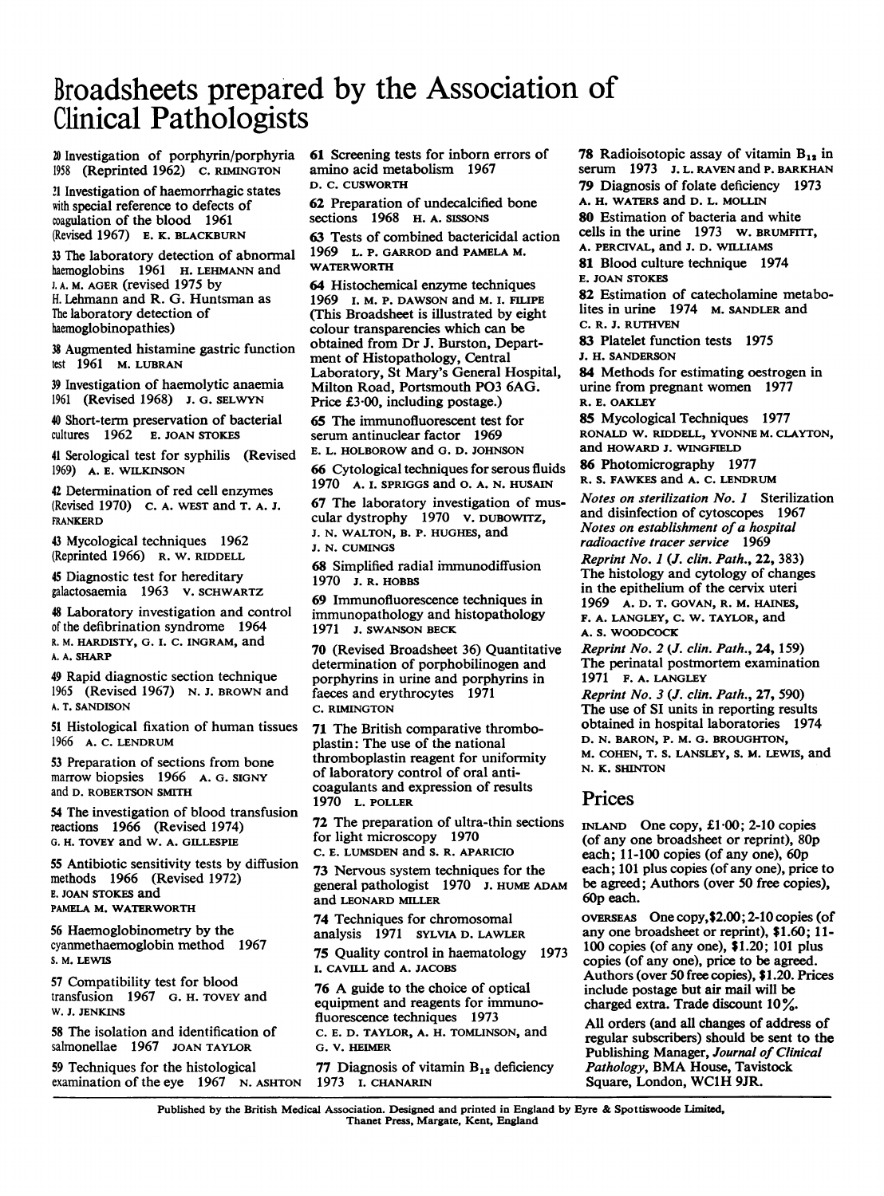# Broadsheets prepared by the Association of Clinical Pathologists

**20** Investigation of porphyrin/porphyria 1958 (Reprinted 1962) C. RIMINGTON

**31** Investigation of haemorrhagic states with special reference to defects of coagulation of the blood 1961 (Revised 1967) E. K. BLACKBURN

**33** The laboratory detection of abnormal haemoglobins 1961 H. LEHMANN and J. A. M. AGER (revised 1975 by H. Lehmann and R. G. Huntsman as The laboratory detection of haemoglobinopathies)

**38** Augmented histamine gastric function test 1961 M. LUBRAN

**39** Investigation of haemolytic anaemia 1961 (Revised 1968) J. G. SELWYN

**40** Short-term preservation of bacterial cultures 1962 E. JOAN STOKES

**41** Serological test for syphilis (Revised 1969) A. E. WILKINSON

**42** Determination of red cell enzymes (Revised 1970) C. A. WEST and T. A. J. FRANKERD

**43** Mycological techniques 1962 (Reprinted 1966) R. W. RIDDELL

**45** Diagnostic test for hereditary galactosaemia 1963 V. SCHWARTZ

**48** Laboratory investigation and control of the defibrination syndrome 1964 R. M. HARDISTY, G. I. C. INGRAM, and A. A. SHARP

**49** Rapid diagnostic section technique 1965 (Revised 1967) N. J. BROWN and A. T. SANDISON

**51** Histological fixation of human tissues 1966 A. C. LENDRUM

**53** Preparation of sections from bone marrow biopsies 1966 A. G. SIGNY and D. ROBERTSON SMITH

**54** The investigation of blood transfusion reactions 1966 (Revised 1974) G. H. TOVEY and W. A. GILLESPIE

**55** Antibiotic sensitivity tests by diffusion methods 1966 (Revised 1972) E. JOAN STOKES and PAMELA M. WATERWORTH

**56** Haemoglobinometry by the cyanmethaemoglobin method 1967 S. M. LEWIS

**57** Compatibility test for blood transfusion 1967 G. H. TOVEY and W. J. JENKINS

**58** The isolation and identification of salmonellae 1967 JOAN TAYLOR

**59** Techniques for the histological examination of the eye 1967 N. ASHTON

**61** Screening tests for inborn errors of amino acid metabolism 1967 D. C. CUSWORTH

**62** Preparation of undecalcified bone sections 1968 H. A. SISSONS

**63** Tests of combined bactericidal action 1969 L. P. GARROD and PAMELA M. WATERWORTH

**64** Histochemical enzyme techniques 1969 I. M. P. DAWSON and M. I. FILIPE (This Broadsheet is illustrated by eight colour transparencies which can be obtained from Dr J. Burston, Department of Histopathology, Central Laboratory, St Mary's General Hospital, Milton Road, Portsmouth PO3 6AG. Price £3·00, including postage.)

**65** The immunofluorescent test for serum antinuclear factor 1969 E. L. HOLBOROW and G. D. JOHNSON

**66** Cytological techniques for serous fluids 1970 A. I. SPRIGGS and O. A. N. HUSAIN

**67** The laboratory investigation of muscular dystrophy 1970 V. DUBOWITZ, J. N. WALTON, B. P. HUGHES, and J. N. CUMINGS

**68** Simplified radial immunodiffusion 1970 J. R. HOBBS

**69** Immunofluorescence techniques in immunopathology and histopathology 1971 J. SWANSON BECK

**70** (Revised Broadsheet 36) Quantitative determination of porphobilinogen and porphyrins in urine and porphyrins in faeces and erythrocytes 1971 C. RIMINGTON

**71** The British comparative thromboplastin: The use of the national thromboplastin reagent for uniformity of laboratory control of oral anticoagulants and expression of results 1970 L. POLLER

**72** The preparation of ultra-thin sections for light microscopy 1970 C. E. LUMSDEN and S. R. APARICIO

**73** Nervous system techniques for the general pathologist 1970 J. HUME ADAM and LEONARD MILLER

**74** Techniques for chromosomal analysis 1971 SYLVIA D. LAWLER

**75** Quality control in haematology 1973 I. CAVILL and A. JACOBS

**76** A guide to the choice of optical equipment and reagents for immunofluorescence techniques 1973 C. E. D. TAYLOR, A. H. TOMLINSON, and G. V. HEIMER

**77** Diagnosis of vitamin $B_{12}$ deficiency 1973 I. CHANARIN

**78** Radioisotopic assay of vitamin $B_{12}$ in serum 1973 J. L. RAVEN and P. BARKHAN

**79** Diagnosis of folate deficiency 1973 A. H. WATERS and D. L. MOLLIN

**80** Estimation of bacteria and white cells in the urine 1973 W. BRUMFITT, A. PERCIVAL, and J. D. WILLIAMS

**81** Blood culture technique 1974 E. JOAN STOKES

**82** Estimation of catecholamine metabolites in urine 1974 M. SANDLER and C. R. J. RUTHVEN

**83** Platelet function tests 1975 J. H. SANDERSON

**84** Methods for estimating oestrogen in urine from pregnant women 1977 R. E. OAKLEY

**85** Mycological Techniques 1977 RONALD W. RIDDELL, YVONNE M. CLAYTON, and HOWARD J. WINGFIELD

**86** Photomicrography 1977 R. S. FAWKES and A. C. LENDRUM

*Notes on sterilization No. 1* Sterilization and disinfection of cytoscopes 1967

*Notes on establishment of a hospital radioactive tracer service* 1969

*Reprint No. 1* (*J. clin. Path.*, **22**, 383) The histology and cytology of changes in the epithelium of the cervix uteri 1969 A. D. T. GOVAN, R. M. HAINES, F. A. LANGLEY, C. W. TAYLOR, and A. S. WOODCOCK

*Reprint No. 2* (*J. clin. Path.*, **24**, 159) The perinatal postmortem examination 1971 F. A. LANGLEY

*Reprint No. 3* (*J. clin. Path.*, **27**, 590) The use of SI units in reporting results obtained in hospital laboratories 1974 D. N. BARON, P. M. G. BROUGHTON, M. COHEN, T. S. LANSLEY, S. M. LEWIS, and N. K. SHINTON

## Prices

INLAND One copy, £1·00; 2-10 copies (of any one broadsheet or reprint), 80p each; 11-100 copies (of any one), 60p each; 101 plus copies (of any one), price to be agreed; Authors (over 50 free copies), 60p each.

OVERSEAS One copy, $2.00; 2-10 copies (of any one broadsheet or reprint), $1.60; 11-100 copies (of any one), $1.20; 101 plus copies (of any one), price to be agreed. Authors (over 50 free copies), $1.20. Prices include postage but air mail will be charged extra. Trade discount 10%.

All orders (and all changes of address of regular subscribers) should be sent to the Publishing Manager, *Journal of Clinical Pathology*, BMA House, Tavistock Square, London, WC1H 9JR.

Published by the British Medical Association. Designed and printed in England by Eyre & Spottiswoode Limited, Thanet Press, Margate, Kent, England